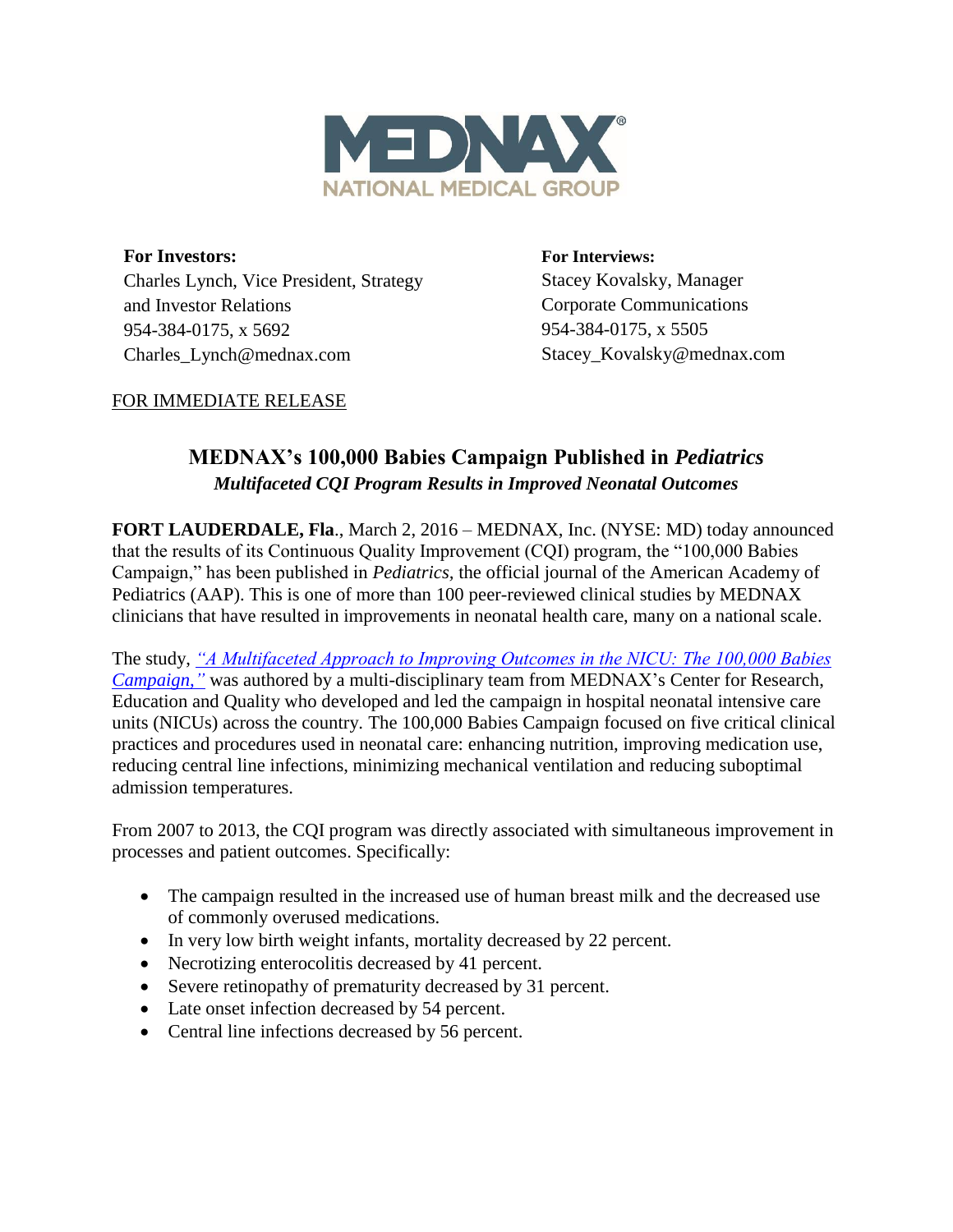MEDNAX®
NATIONAL MEDICAL GROUP

**For Investors:**
Charles Lynch, Vice President, Strategy and Investor Relations
954-384-0175, x 5692
Charles_Lynch@mednax.com

**For Interviews:**
Stacey Kovalsky, Manager
Corporate Communications
954-384-0175, x 5505
Stacey_Kovalsky@mednax.com

FOR IMMEDIATE RELEASE

# MEDNAX's 100,000 Babies Campaign Published in *Pediatrics*

### *Multifaceted CQI Program Results in Improved Neonatal Outcomes*

**FORT LAUDERDALE, Fla**., March 2, 2016 – MEDNAX, Inc. (NYSE: MD) today announced that the results of its Continuous Quality Improvement (CQI) program, the "100,000 Babies Campaign," has been published in *Pediatrics,* the official journal of the American Academy of Pediatrics (AAP). This is one of more than 100 peer-reviewed clinical studies by MEDNAX clinicians that have resulted in improvements in neonatal health care, many on a national scale.

The study, *"A Multifaceted Approach to Improving Outcomes in the NICU: The 100,000 Babies Campaign,"* was authored by a multi-disciplinary team from MEDNAX's Center for Research, Education and Quality who developed and led the campaign in hospital neonatal intensive care units (NICUs) across the country. The 100,000 Babies Campaign focused on five critical clinical practices and procedures used in neonatal care: enhancing nutrition, improving medication use, reducing central line infections, minimizing mechanical ventilation and reducing suboptimal admission temperatures.

From 2007 to 2013, the CQI program was directly associated with simultaneous improvement in processes and patient outcomes. Specifically:

- The campaign resulted in the increased use of human breast milk and the decreased use of commonly overused medications.
- In very low birth weight infants, mortality decreased by 22 percent.
- Necrotizing enterocolitis decreased by 41 percent.
- Severe retinopathy of prematurity decreased by 31 percent.
- Late onset infection decreased by 54 percent.
- Central line infections decreased by 56 percent.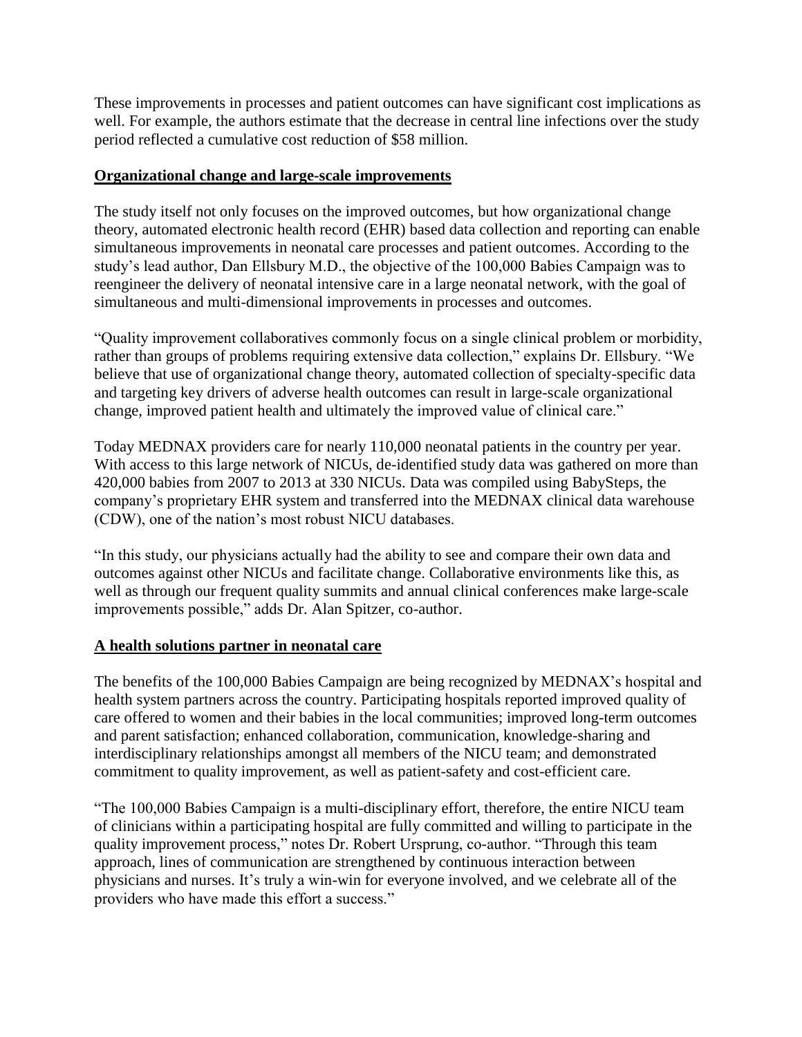These improvements in processes and patient outcomes can have significant cost implications as well. For example, the authors estimate that the decrease in central line infections over the study period reflected a cumulative cost reduction of $58 million.

## Organizational change and large-scale improvements

The study itself not only focuses on the improved outcomes, but how organizational change theory, automated electronic health record (EHR) based data collection and reporting can enable simultaneous improvements in neonatal care processes and patient outcomes. According to the study's lead author, Dan Ellsbury M.D., the objective of the 100,000 Babies Campaign was to reengineer the delivery of neonatal intensive care in a large neonatal network, with the goal of simultaneous and multi-dimensional improvements in processes and outcomes.

"Quality improvement collaboratives commonly focus on a single clinical problem or morbidity, rather than groups of problems requiring extensive data collection," explains Dr. Ellsbury. "We believe that use of organizational change theory, automated collection of specialty-specific data and targeting key drivers of adverse health outcomes can result in large-scale organizational change, improved patient health and ultimately the improved value of clinical care."

Today MEDNAX providers care for nearly 110,000 neonatal patients in the country per year. With access to this large network of NICUs, de-identified study data was gathered on more than 420,000 babies from 2007 to 2013 at 330 NICUs. Data was compiled using BabySteps, the company's proprietary EHR system and transferred into the MEDNAX clinical data warehouse (CDW), one of the nation's most robust NICU databases.

"In this study, our physicians actually had the ability to see and compare their own data and outcomes against other NICUs and facilitate change. Collaborative environments like this, as well as through our frequent quality summits and annual clinical conferences make large-scale improvements possible," adds Dr. Alan Spitzer, co-author.

## A health solutions partner in neonatal care

The benefits of the 100,000 Babies Campaign are being recognized by MEDNAX's hospital and health system partners across the country. Participating hospitals reported improved quality of care offered to women and their babies in the local communities; improved long-term outcomes and parent satisfaction; enhanced collaboration, communication, knowledge-sharing and interdisciplinary relationships amongst all members of the NICU team; and demonstrated commitment to quality improvement, as well as patient-safety and cost-efficient care.

"The 100,000 Babies Campaign is a multi-disciplinary effort, therefore, the entire NICU team of clinicians within a participating hospital are fully committed and willing to participate in the quality improvement process," notes Dr. Robert Ursprung, co-author. "Through this team approach, lines of communication are strengthened by continuous interaction between physicians and nurses. It's truly a win-win for everyone involved, and we celebrate all of the providers who have made this effort a success."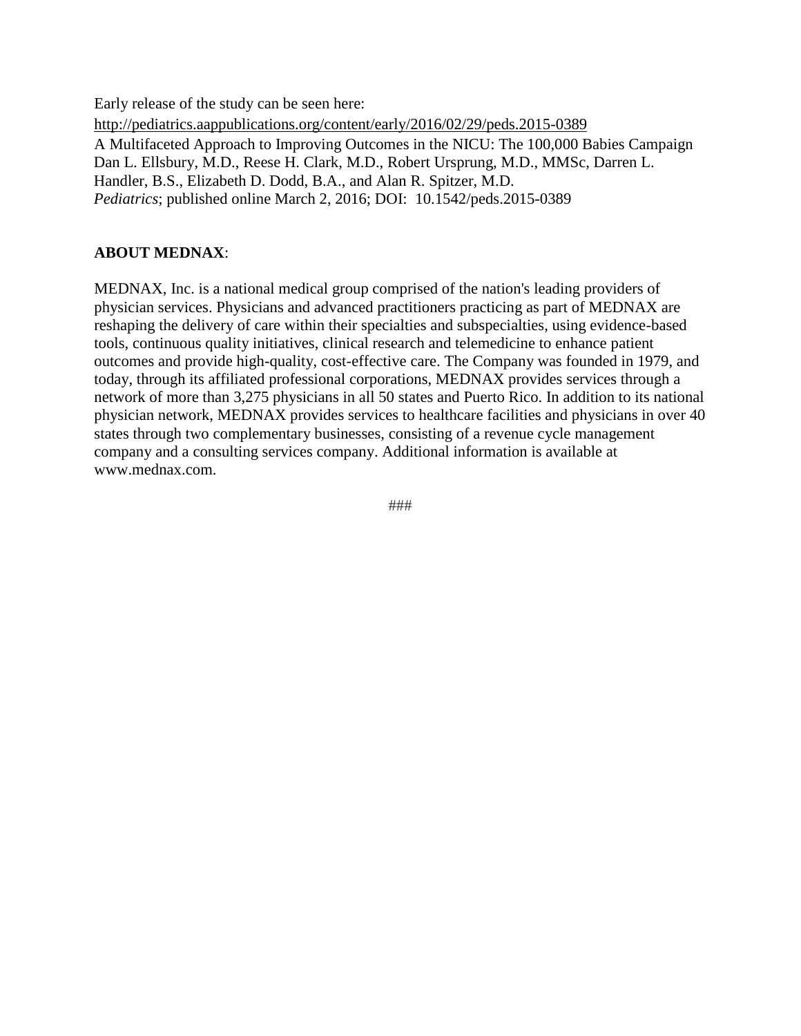Early release of the study can be seen here:
http://pediatrics.aappublications.org/content/early/2016/02/29/peds.2015-0389
A Multifaceted Approach to Improving Outcomes in the NICU: The 100,000 Babies Campaign
Dan L. Ellsbury, M.D., Reese H. Clark, M.D., Robert Ursprung, M.D., MMSc, Darren L. Handler, B.S., Elizabeth D. Dodd, B.A., and Alan R. Spitzer, M.D.
*Pediatrics*; published online March 2, 2016; DOI: 10.1542/peds.2015-0389

**ABOUT MEDNAX**:

MEDNAX, Inc. is a national medical group comprised of the nation's leading providers of physician services. Physicians and advanced practitioners practicing as part of MEDNAX are reshaping the delivery of care within their specialties and subspecialties, using evidence-based tools, continuous quality initiatives, clinical research and telemedicine to enhance patient outcomes and provide high-quality, cost-effective care. The Company was founded in 1979, and today, through its affiliated professional corporations, MEDNAX provides services through a network of more than 3,275 physicians in all 50 states and Puerto Rico. In addition to its national physician network, MEDNAX provides services to healthcare facilities and physicians in over 40 states through two complementary businesses, consisting of a revenue cycle management company and a consulting services company. Additional information is available at www.mednax.com.

###